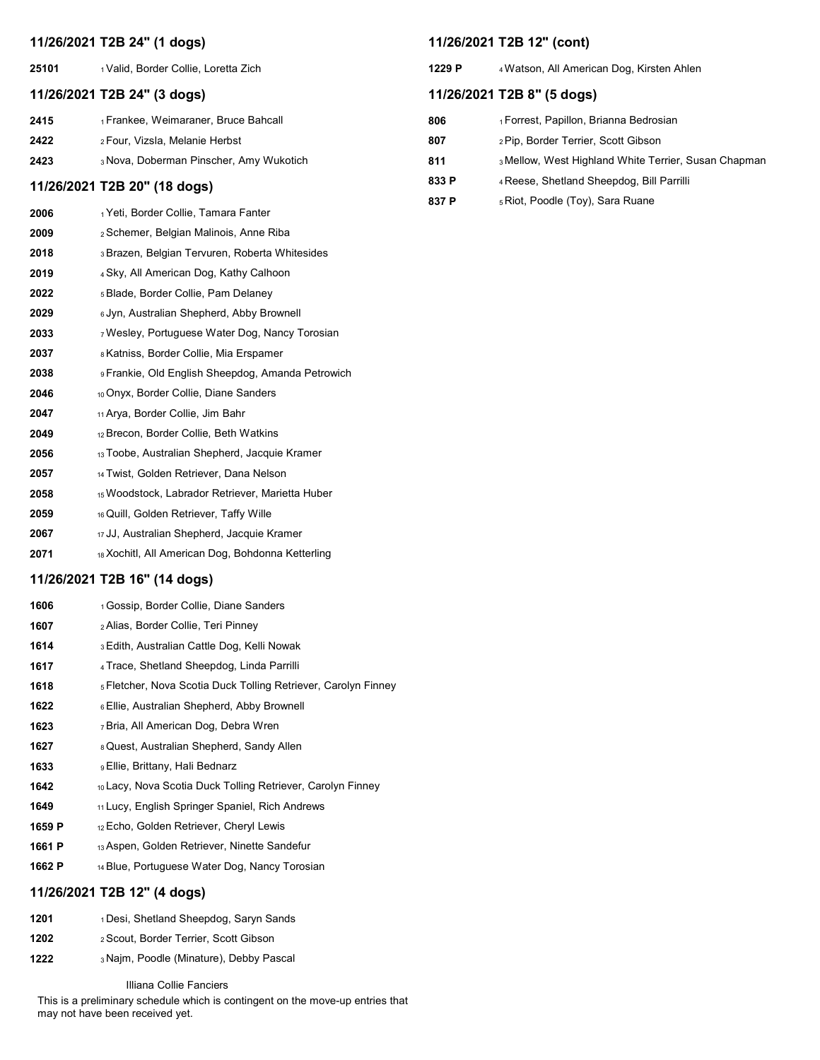## 11/26/2021 T2B 24" (1 dogs)

| | |
|---|---|
| 25101 | 1 Valid, Border Collie, Loretta Zich |

## 11/26/2021 T2B 24" (3 dogs)

| | |
|---|---|
| 2415 | 1 Frankee, Weimaraner, Bruce Bahcall |
| 2422 | 2 Four, Vizsla, Melanie Herbst |
| 2423 | 3 Nova, Doberman Pinscher, Amy Wukotich |

## 11/26/2021 T2B 20" (18 dogs)

| | |
|---|---|
| 2006 | 1 Yeti, Border Collie, Tamara Fanter |
| 2009 | 2 Schemer, Belgian Malinois, Anne Riba |
| 2018 | 3 Brazen, Belgian Tervuren, Roberta Whitesides |
| 2019 | 4 Sky, All American Dog, Kathy Calhoon |
| 2022 | 5 Blade, Border Collie, Pam Delaney |
| 2029 | 6 Jyn, Australian Shepherd, Abby Brownell |
| 2033 | 7 Wesley, Portuguese Water Dog, Nancy Torosian |
| 2037 | 8 Katniss, Border Collie, Mia Erspamer |
| 2038 | 9 Frankie, Old English Sheepdog, Amanda Petrowich |
| 2046 | 10 Onyx, Border Collie, Diane Sanders |
| 2047 | 11 Arya, Border Collie, Jim Bahr |
| 2049 | 12 Brecon, Border Collie, Beth Watkins |
| 2056 | 13 Toobe, Australian Shepherd, Jacquie Kramer |
| 2057 | 14 Twist, Golden Retriever, Dana Nelson |
| 2058 | 15 Woodstock, Labrador Retriever, Marietta Huber |
| 2059 | 16 Quill, Golden Retriever, Taffy Wille |
| 2067 | 17 JJ, Australian Shepherd, Jacquie Kramer |
| 2071 | 18 Xochitl, All American Dog, Bohdonna Ketterling |

## 11/26/2021 T2B 16" (14 dogs)

| | |
|---|---|
| 1606 | 1 Gossip, Border Collie, Diane Sanders |
| 1607 | 2 Alias, Border Collie, Teri Pinney |
| 1614 | 3 Edith, Australian Cattle Dog, Kelli Nowak |
| 1617 | 4 Trace, Shetland Sheepdog, Linda Parrilli |
| 1618 | 5 Fletcher, Nova Scotia Duck Tolling Retriever, Carolyn Finney |
| 1622 | 6 Ellie, Australian Shepherd, Abby Brownell |
| 1623 | 7 Bria, All American Dog, Debra Wren |
| 1627 | 8 Quest, Australian Shepherd, Sandy Allen |
| 1633 | 9 Ellie, Brittany, Hali Bednarz |
| 1642 | 10 Lacy, Nova Scotia Duck Tolling Retriever, Carolyn Finney |
| 1649 | 11 Lucy, English Springer Spaniel, Rich Andrews |
| 1659 P | 12 Echo, Golden Retriever, Cheryl Lewis |
| 1661 P | 13 Aspen, Golden Retriever, Ninette Sandefur |
| 1662 P | 14 Blue, Portuguese Water Dog, Nancy Torosian |

## 11/26/2021 T2B 12" (4 dogs)

| | |
|---|---|
| 1201 | 1 Desi, Shetland Sheepdog, Saryn Sands |
| 1202 | 2 Scout, Border Terrier, Scott Gibson |
| 1222 | 3 Najm, Poodle (Minature), Debby Pascal |

## 11/26/2021 T2B 12" (cont)

| | |
|---|---|
| 1229 P | 4 Watson, All American Dog, Kirsten Ahlen |

## 11/26/2021 T2B 8" (5 dogs)

| | |
|---|---|
| 806 | 1 Forrest, Papillon, Brianna Bedrosian |
| 807 | 2 Pip, Border Terrier, Scott Gibson |
| 811 | 3 Mellow, West Highland White Terrier, Susan Chapman |
| 833 P | 4 Reese, Shetland Sheepdog, Bill Parrilli |
| 837 P | 5 Riot, Poodle (Toy), Sara Ruane |

Illiana Collie Fanciers

This is a preliminary schedule which is contingent on the move-up entries that may not have been received yet.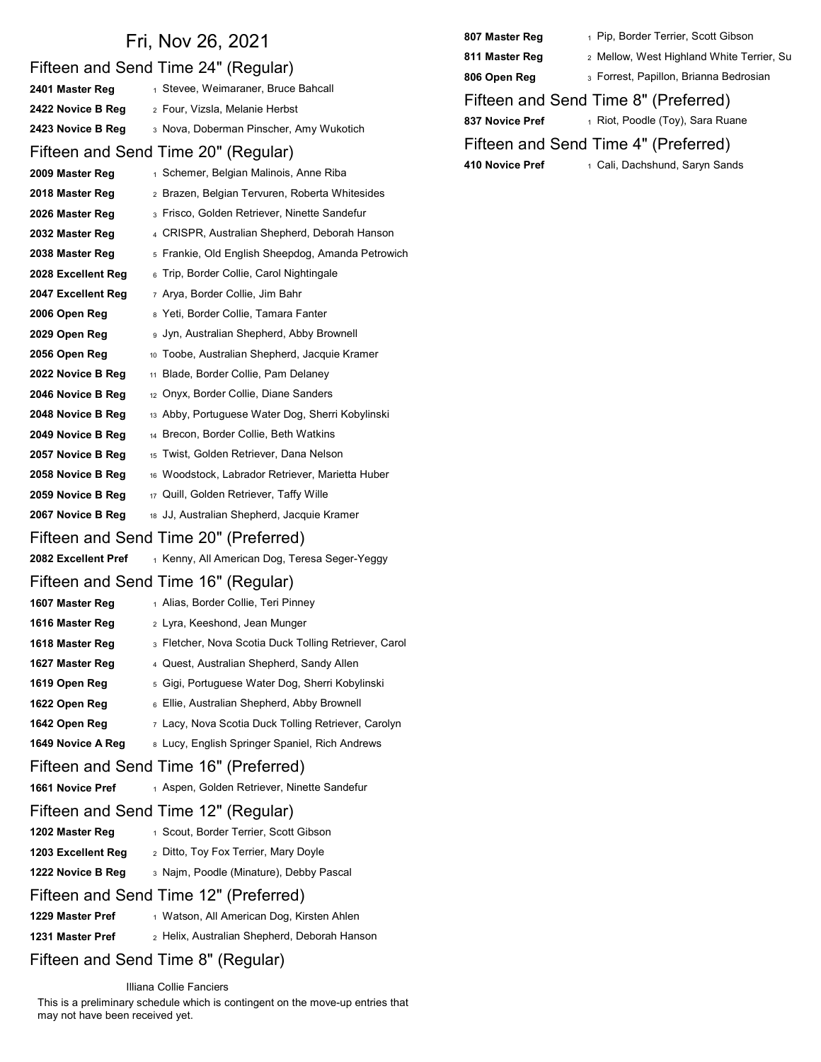# Fri, Nov 26, 2021

## Fifteen and Send Time 24" (Regular)

| | | |
|---|---|---|
| **2401 Master Reg** | 1 | Stevee, Weimaraner, Bruce Bahcall |
| **2422 Novice B Reg** | 2 | Four, Vizsla, Melanie Herbst |
| **2423 Novice B Reg** | 3 | Nova, Doberman Pinscher, Amy Wukotich |

## Fifteen and Send Time 20" (Regular)

| | | |
|---|---|---|
| **2009 Master Reg** | 1 | Schemer, Belgian Malinois, Anne Riba |
| **2018 Master Reg** | 2 | Brazen, Belgian Tervuren, Roberta Whitesides |
| **2026 Master Reg** | 3 | Frisco, Golden Retriever, Ninette Sandefur |
| **2032 Master Reg** | 4 | CRISPR, Australian Shepherd, Deborah Hanson |
| **2038 Master Reg** | 5 | Frankie, Old English Sheepdog, Amanda Petrowich |
| **2028 Excellent Reg** | 6 | Trip, Border Collie, Carol Nightingale |
| **2047 Excellent Reg** | 7 | Arya, Border Collie, Jim Bahr |
| **2006 Open Reg** | 8 | Yeti, Border Collie, Tamara Fanter |
| **2029 Open Reg** | 9 | Jyn, Australian Shepherd, Abby Brownell |
| **2056 Open Reg** | 10 | Toobe, Australian Shepherd, Jacquie Kramer |
| **2022 Novice B Reg** | 11 | Blade, Border Collie, Pam Delaney |
| **2046 Novice B Reg** | 12 | Onyx, Border Collie, Diane Sanders |
| **2048 Novice B Reg** | 13 | Abby, Portuguese Water Dog, Sherri Kobylinski |
| **2049 Novice B Reg** | 14 | Brecon, Border Collie, Beth Watkins |
| **2057 Novice B Reg** | 15 | Twist, Golden Retriever, Dana Nelson |
| **2058 Novice B Reg** | 16 | Woodstock, Labrador Retriever, Marietta Huber |
| **2059 Novice B Reg** | 17 | Quill, Golden Retriever, Taffy Wille |
| **2067 Novice B Reg** | 18 | JJ, Australian Shepherd, Jacquie Kramer |

## Fifteen and Send Time 20" (Preferred)

| | | |
|---|---|---|
| **2082 Excellent Pref** | 1 | Kenny, All American Dog, Teresa Seger-Yeggy |

## Fifteen and Send Time 16" (Regular)

| | | |
|---|---|---|
| **1607 Master Reg** | 1 | Alias, Border Collie, Teri Pinney |
| **1616 Master Reg** | 2 | Lyra, Keeshond, Jean Munger |
| **1618 Master Reg** | 3 | Fletcher, Nova Scotia Duck Tolling Retriever, Carol |
| **1627 Master Reg** | 4 | Quest, Australian Shepherd, Sandy Allen |
| **1619 Open Reg** | 5 | Gigi, Portuguese Water Dog, Sherri Kobylinski |
| **1622 Open Reg** | 6 | Ellie, Australian Shepherd, Abby Brownell |
| **1642 Open Reg** | 7 | Lacy, Nova Scotia Duck Tolling Retriever, Carolyn |
| **1649 Novice A Reg** | 8 | Lucy, English Springer Spaniel, Rich Andrews |

## Fifteen and Send Time 16" (Preferred)

| | | |
|---|---|---|
| **1661 Novice Pref** | 1 | Aspen, Golden Retriever, Ninette Sandefur |

## Fifteen and Send Time 12" (Regular)

| | | |
|---|---|---|
| **1202 Master Reg** | 1 | Scout, Border Terrier, Scott Gibson |
| **1203 Excellent Reg** | 2 | Ditto, Toy Fox Terrier, Mary Doyle |
| **1222 Novice B Reg** | 3 | Najm, Poodle (Minature), Debby Pascal |

## Fifteen and Send Time 12" (Preferred)

| | | |
|---|---|---|
| **1229 Master Pref** | 1 | Watson, All American Dog, Kirsten Ahlen |
| **1231 Master Pref** | 2 | Helix, Australian Shepherd, Deborah Hanson |

## Fifteen and Send Time 8" (Regular)

| | | |
|---|---|---|
| **807 Master Reg** | 1 | Pip, Border Terrier, Scott Gibson |
| **811 Master Reg** | 2 | Mellow, West Highland White Terrier, Su |
| **806 Open Reg** | 3 | Forrest, Papillon, Brianna Bedrosian |

## Fifteen and Send Time 8" (Preferred)

| | | |
|---|---|---|
| **837 Novice Pref** | 1 | Riot, Poodle (Toy), Sara Ruane |

## Fifteen and Send Time 4" (Preferred)

| | | |
|---|---|---|
| **410 Novice Pref** | 1 | Cali, Dachshund, Saryn Sands |

Illiana Collie Fanciers

This is a preliminary schedule which is contingent on the move-up entries that may not have been received yet.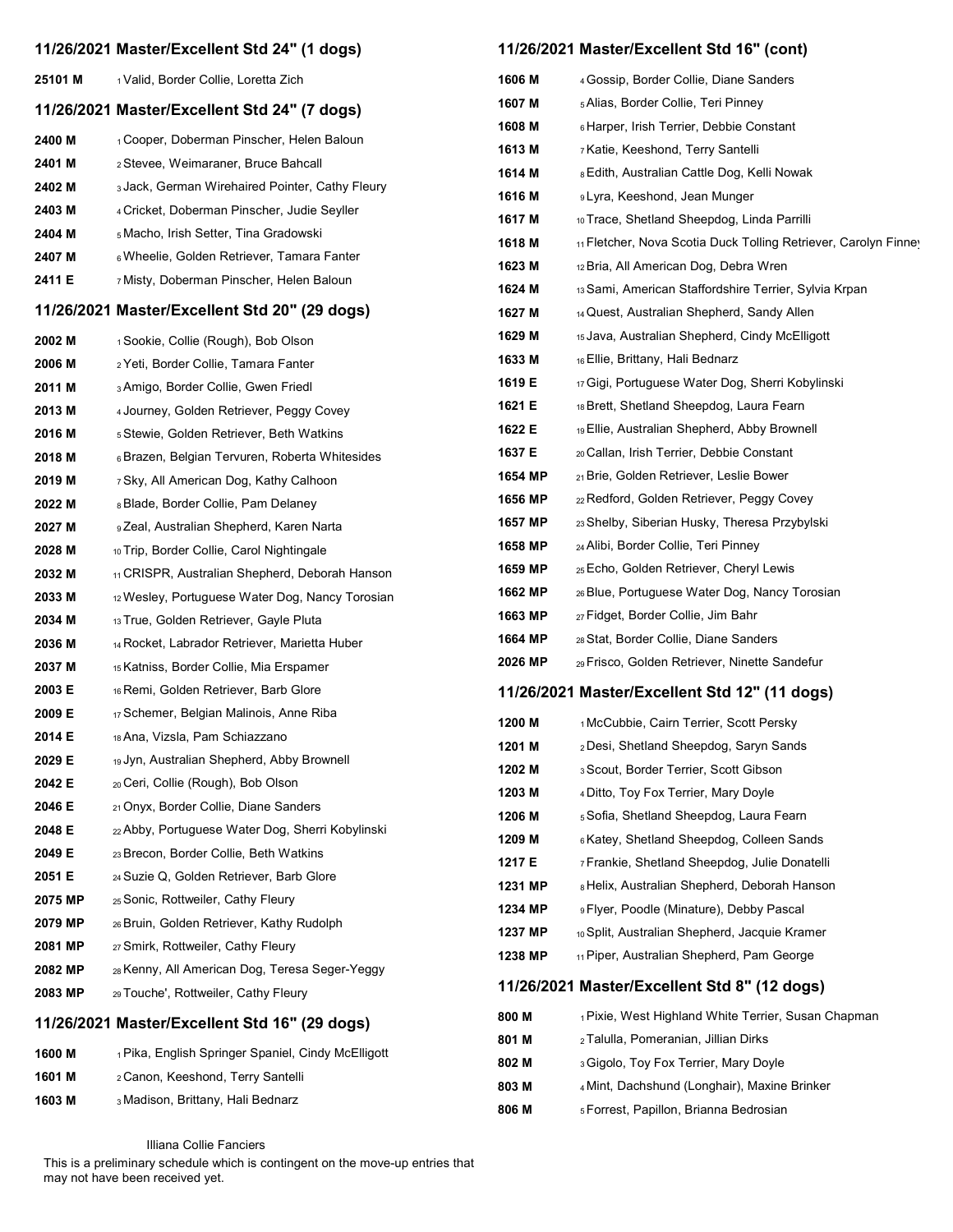## 11/26/2021 Master/Excellent Std 24" (1 dogs)

| | |
|---|---|
| 25101 M | 1 Valid, Border Collie, Loretta Zich |

## 11/26/2021 Master/Excellent Std 24" (7 dogs)

| | |
|---|---|
| 2400 M | 1 Cooper, Doberman Pinscher, Helen Baloun |
| 2401 M | 2 Stevee, Weimaraner, Bruce Bahcall |
| 2402 M | 3 Jack, German Wirehaired Pointer, Cathy Fleury |
| 2403 M | 4 Cricket, Doberman Pinscher, Judie Seyller |
| 2404 M | 5 Macho, Irish Setter, Tina Gradowski |
| 2407 M | 6 Wheelie, Golden Retriever, Tamara Fanter |
| 2411 E | 7 Misty, Doberman Pinscher, Helen Baloun |

## 11/26/2021 Master/Excellent Std 20" (29 dogs)

| | |
|---|---|
| 2002 M | 1 Sookie, Collie (Rough), Bob Olson |
| 2006 M | 2 Yeti, Border Collie, Tamara Fanter |
| 2011 M | 3 Amigo, Border Collie, Gwen Friedl |
| 2013 M | 4 Journey, Golden Retriever, Peggy Covey |
| 2016 M | 5 Stewie, Golden Retriever, Beth Watkins |
| 2018 M | 6 Brazen, Belgian Tervuren, Roberta Whitesides |
| 2019 M | 7 Sky, All American Dog, Kathy Calhoon |
| 2022 M | 8 Blade, Border Collie, Pam Delaney |
| 2027 M | 9 Zeal, Australian Shepherd, Karen Narta |
| 2028 M | 10 Trip, Border Collie, Carol Nightingale |
| 2032 M | 11 CRISPR, Australian Shepherd, Deborah Hanson |
| 2033 M | 12 Wesley, Portuguese Water Dog, Nancy Torosian |
| 2034 M | 13 True, Golden Retriever, Gayle Pluta |
| 2036 M | 14 Rocket, Labrador Retriever, Marietta Huber |
| 2037 M | 15 Katniss, Border Collie, Mia Erspamer |
| 2003 E | 16 Remi, Golden Retriever, Barb Glore |
| 2009 E | 17 Schemer, Belgian Malinois, Anne Riba |
| 2014 E | 18 Ana, Vizsla, Pam Schiazzano |
| 2029 E | 19 Jyn, Australian Shepherd, Abby Brownell |
| 2042 E | 20 Ceri, Collie (Rough), Bob Olson |
| 2046 E | 21 Onyx, Border Collie, Diane Sanders |
| 2048 E | 22 Abby, Portuguese Water Dog, Sherri Kobylinski |
| 2049 E | 23 Brecon, Border Collie, Beth Watkins |
| 2051 E | 24 Suzie Q, Golden Retriever, Barb Glore |
| 2075 MP | 25 Sonic, Rottweiler, Cathy Fleury |
| 2079 MP | 26 Bruin, Golden Retriever, Kathy Rudolph |
| 2081 MP | 27 Smirk, Rottweiler, Cathy Fleury |
| 2082 MP | 28 Kenny, All American Dog, Teresa Seger-Yeggy |
| 2083 MP | 29 Touche', Rottweiler, Cathy Fleury |

## 11/26/2021 Master/Excellent Std 16" (29 dogs)

| | |
|---|---|
| 1600 M | 1 Pika, English Springer Spaniel, Cindy McElligott |
| 1601 M | 2 Canon, Keeshond, Terry Santelli |
| 1603 M | 3 Madison, Brittany, Hali Bednarz |

## 11/26/2021 Master/Excellent Std 16" (cont)

| | |
|---|---|
| 1606 M | 4 Gossip, Border Collie, Diane Sanders |
| 1607 M | 5 Alias, Border Collie, Teri Pinney |
| 1608 M | 6 Harper, Irish Terrier, Debbie Constant |
| 1613 M | 7 Katie, Keeshond, Terry Santelli |
| 1614 M | 8 Edith, Australian Cattle Dog, Kelli Nowak |
| 1616 M | 9 Lyra, Keeshond, Jean Munger |
| 1617 M | 10 Trace, Shetland Sheepdog, Linda Parrilli |
| 1618 M | 11 Fletcher, Nova Scotia Duck Tolling Retriever, Carolyn Finney |
| 1623 M | 12 Bria, All American Dog, Debra Wren |
| 1624 M | 13 Sami, American Staffordshire Terrier, Sylvia Krpan |
| 1627 M | 14 Quest, Australian Shepherd, Sandy Allen |
| 1629 M | 15 Java, Australian Shepherd, Cindy McElligott |
| 1633 M | 16 Ellie, Brittany, Hali Bednarz |
| 1619 E | 17 Gigi, Portuguese Water Dog, Sherri Kobylinski |
| 1621 E | 18 Brett, Shetland Sheepdog, Laura Fearn |
| 1622 E | 19 Ellie, Australian Shepherd, Abby Brownell |
| 1637 E | 20 Callan, Irish Terrier, Debbie Constant |
| 1654 MP | 21 Brie, Golden Retriever, Leslie Bower |
| 1656 MP | 22 Redford, Golden Retriever, Peggy Covey |
| 1657 MP | 23 Shelby, Siberian Husky, Theresa Przybylski |
| 1658 MP | 24 Alibi, Border Collie, Teri Pinney |
| 1659 MP | 25 Echo, Golden Retriever, Cheryl Lewis |
| 1662 MP | 26 Blue, Portuguese Water Dog, Nancy Torosian |
| 1663 MP | 27 Fidget, Border Collie, Jim Bahr |
| 1664 MP | 28 Stat, Border Collie, Diane Sanders |
| 2026 MP | 29 Frisco, Golden Retriever, Ninette Sandefur |

## 11/26/2021 Master/Excellent Std 12" (11 dogs)

| | |
|---|---|
| 1200 M | 1 McCubbie, Cairn Terrier, Scott Persky |
| 1201 M | 2 Desi, Shetland Sheepdog, Saryn Sands |
| 1202 M | 3 Scout, Border Terrier, Scott Gibson |
| 1203 M | 4 Ditto, Toy Fox Terrier, Mary Doyle |
| 1206 M | 5 Sofia, Shetland Sheepdog, Laura Fearn |
| 1209 M | 6 Katey, Shetland Sheepdog, Colleen Sands |
| 1217 E | 7 Frankie, Shetland Sheepdog, Julie Donatelli |
| 1231 MP | 8 Helix, Australian Shepherd, Deborah Hanson |
| 1234 MP | 9 Flyer, Poodle (Minature), Debby Pascal |
| 1237 MP | 10 Split, Australian Shepherd, Jacquie Kramer |
| 1238 MP | 11 Piper, Australian Shepherd, Pam George |

## 11/26/2021 Master/Excellent Std 8" (12 dogs)

| | |
|---|---|
| 800 M | 1 Pixie, West Highland White Terrier, Susan Chapman |
| 801 M | 2 Talulla, Pomeranian, Jillian Dirks |
| 802 M | 3 Gigolo, Toy Fox Terrier, Mary Doyle |
| 803 M | 4 Mint, Dachshund (Longhair), Maxine Brinker |
| 806 M | 5 Forrest, Papillon, Brianna Bedrosian |

Illiana Collie Fanciers

This is a preliminary schedule which is contingent on the move-up entries that may not have been received yet.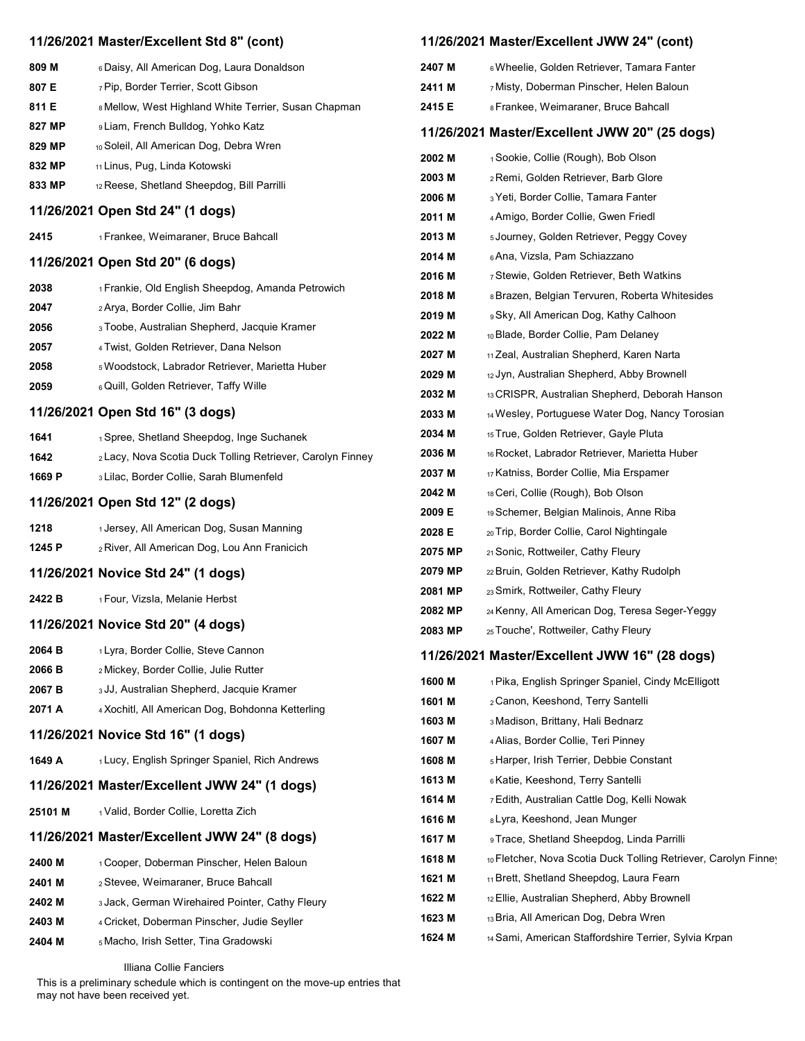## 11/26/2021 Master/Excellent Std 8" (cont)

| | |
|---|---|
| 809 M | 6 Daisy, All American Dog, Laura Donaldson |
| 807 E | 7 Pip, Border Terrier, Scott Gibson |
| 811 E | 8 Mellow, West Highland White Terrier, Susan Chapman |
| 827 MP | 9 Liam, French Bulldog, Yohko Katz |
| 829 MP | 10 Soleil, All American Dog, Debra Wren |
| 832 MP | 11 Linus, Pug, Linda Kotowski |
| 833 MP | 12 Reese, Shetland Sheepdog, Bill Parrilli |

## 11/26/2021 Open Std 24" (1 dogs)

| | |
|---|---|
| 2415 | 1 Frankee, Weimaraner, Bruce Bahcall |

## 11/26/2021 Open Std 20" (6 dogs)

| | |
|---|---|
| 2038 | 1 Frankie, Old English Sheepdog, Amanda Petrowich |
| 2047 | 2 Arya, Border Collie, Jim Bahr |
| 2056 | 3 Toobe, Australian Shepherd, Jacquie Kramer |
| 2057 | 4 Twist, Golden Retriever, Dana Nelson |
| 2058 | 5 Woodstock, Labrador Retriever, Marietta Huber |
| 2059 | 6 Quill, Golden Retriever, Taffy Wille |

## 11/26/2021 Open Std 16" (3 dogs)

| | |
|---|---|
| 1641 | 1 Spree, Shetland Sheepdog, Inge Suchanek |
| 1642 | 2 Lacy, Nova Scotia Duck Tolling Retriever, Carolyn Finney |
| 1669 P | 3 Lilac, Border Collie, Sarah Blumenfeld |

## 11/26/2021 Open Std 12" (2 dogs)

| | |
|---|---|
| 1218 | 1 Jersey, All American Dog, Susan Manning |
| 1245 P | 2 River, All American Dog, Lou Ann Franicich |

## 11/26/2021 Novice Std 24" (1 dogs)

| | |
|---|---|
| 2422 B | 1 Four, Vizsla, Melanie Herbst |

## 11/26/2021 Novice Std 20" (4 dogs)

| | |
|---|---|
| 2064 B | 1 Lyra, Border Collie, Steve Cannon |
| 2066 B | 2 Mickey, Border Collie, Julie Rutter |
| 2067 B | 3 JJ, Australian Shepherd, Jacquie Kramer |
| 2071 A | 4 Xochitl, All American Dog, Bohdonna Ketterling |

## 11/26/2021 Novice Std 16" (1 dogs)

| | |
|---|---|
| 1649 A | 1 Lucy, English Springer Spaniel, Rich Andrews |

## 11/26/2021 Master/Excellent JWW 24" (1 dogs)

| | |
|---|---|
| 25101 M | 1 Valid, Border Collie, Loretta Zich |

## 11/26/2021 Master/Excellent JWW 24" (8 dogs)

| | |
|---|---|
| 2400 M | 1 Cooper, Doberman Pinscher, Helen Baloun |
| 2401 M | 2 Stevee, Weimaraner, Bruce Bahcall |
| 2402 M | 3 Jack, German Wirehaired Pointer, Cathy Fleury |
| 2403 M | 4 Cricket, Doberman Pinscher, Judie Seyller |
| 2404 M | 5 Macho, Irish Setter, Tina Gradowski |

Illiana Collie Fanciers

This is a preliminary schedule which is contingent on the move-up entries that may not have been received yet.

## 11/26/2021 Master/Excellent JWW 24" (cont)

| | |
|---|---|
| 2407 M | 6 Wheelie, Golden Retriever, Tamara Fanter |
| 2411 M | 7 Misty, Doberman Pinscher, Helen Baloun |
| 2415 E | 8 Frankee, Weimaraner, Bruce Bahcall |

## 11/26/2021 Master/Excellent JWW 20" (25 dogs)

| | |
|---|---|
| 2002 M | 1 Sookie, Collie (Rough), Bob Olson |
| 2003 M | 2 Remi, Golden Retriever, Barb Glore |
| 2006 M | 3 Yeti, Border Collie, Tamara Fanter |
| 2011 M | 4 Amigo, Border Collie, Gwen Friedl |
| 2013 M | 5 Journey, Golden Retriever, Peggy Covey |
| 2014 M | 6 Ana, Vizsla, Pam Schiazzano |
| 2016 M | 7 Stewie, Golden Retriever, Beth Watkins |
| 2018 M | 8 Brazen, Belgian Tervuren, Roberta Whitesides |
| 2019 M | 9 Sky, All American Dog, Kathy Calhoon |
| 2022 M | 10 Blade, Border Collie, Pam Delaney |
| 2027 M | 11 Zeal, Australian Shepherd, Karen Narta |
| 2029 M | 12 Jyn, Australian Shepherd, Abby Brownell |
| 2032 M | 13 CRISPR, Australian Shepherd, Deborah Hanson |
| 2033 M | 14 Wesley, Portuguese Water Dog, Nancy Torosian |
| 2034 M | 15 True, Golden Retriever, Gayle Pluta |
| 2036 M | 16 Rocket, Labrador Retriever, Marietta Huber |
| 2037 M | 17 Katniss, Border Collie, Mia Erspamer |
| 2042 M | 18 Ceri, Collie (Rough), Bob Olson |
| 2009 E | 19 Schemer, Belgian Malinois, Anne Riba |
| 2028 E | 20 Trip, Border Collie, Carol Nightingale |
| 2075 MP | 21 Sonic, Rottweiler, Cathy Fleury |
| 2079 MP | 22 Bruin, Golden Retriever, Kathy Rudolph |
| 2081 MP | 23 Smirk, Rottweiler, Cathy Fleury |
| 2082 MP | 24 Kenny, All American Dog, Teresa Seger-Yeggy |
| 2083 MP | 25 Touche', Rottweiler, Cathy Fleury |

## 11/26/2021 Master/Excellent JWW 16" (28 dogs)

| | |
|---|---|
| 1600 M | 1 Pika, English Springer Spaniel, Cindy McElligott |
| 1601 M | 2 Canon, Keeshond, Terry Santelli |
| 1603 M | 3 Madison, Brittany, Hali Bednarz |
| 1607 M | 4 Alias, Border Collie, Teri Pinney |
| 1608 M | 5 Harper, Irish Terrier, Debbie Constant |
| 1613 M | 6 Katie, Keeshond, Terry Santelli |
| 1614 M | 7 Edith, Australian Cattle Dog, Kelli Nowak |
| 1616 M | 8 Lyra, Keeshond, Jean Munger |
| 1617 M | 9 Trace, Shetland Sheepdog, Linda Parrilli |
| 1618 M | 10 Fletcher, Nova Scotia Duck Tolling Retriever, Carolyn Finney |
| 1621 M | 11 Brett, Shetland Sheepdog, Laura Fearn |
| 1622 M | 12 Ellie, Australian Shepherd, Abby Brownell |
| 1623 M | 13 Bria, All American Dog, Debra Wren |
| 1624 M | 14 Sami, American Staffordshire Terrier, Sylvia Krpan |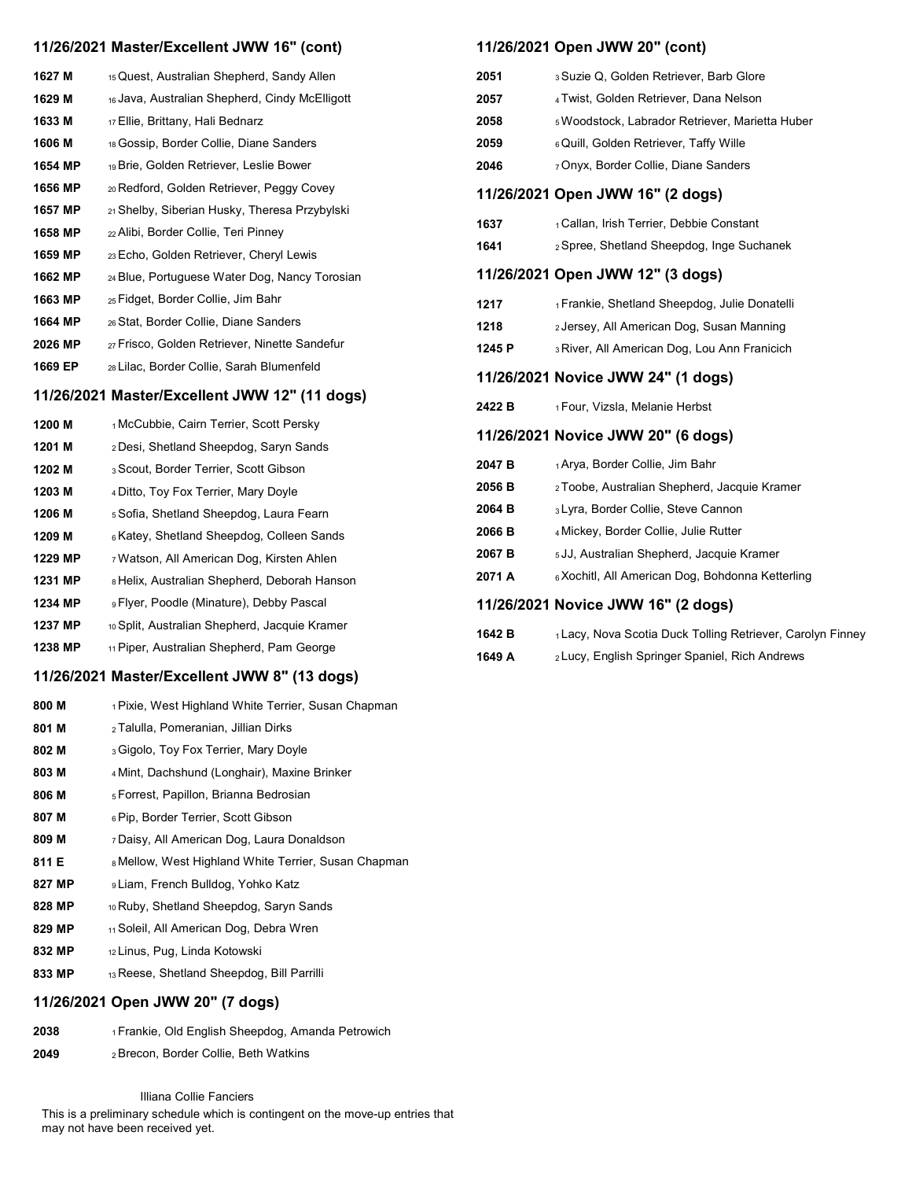### 11/26/2021 Master/Excellent JWW 16" (cont)

| | |
|---|---|
| 1627 M | 15 Quest, Australian Shepherd, Sandy Allen |
| 1629 M | 16 Java, Australian Shepherd, Cindy McElligott |
| 1633 M | 17 Ellie, Brittany, Hali Bednarz |
| 1606 M | 18 Gossip, Border Collie, Diane Sanders |
| 1654 MP | 19 Brie, Golden Retriever, Leslie Bower |
| 1656 MP | 20 Redford, Golden Retriever, Peggy Covey |
| 1657 MP | 21 Shelby, Siberian Husky, Theresa Przybylski |
| 1658 MP | 22 Alibi, Border Collie, Teri Pinney |
| 1659 MP | 23 Echo, Golden Retriever, Cheryl Lewis |
| 1662 MP | 24 Blue, Portuguese Water Dog, Nancy Torosian |
| 1663 MP | 25 Fidget, Border Collie, Jim Bahr |
| 1664 MP | 26 Stat, Border Collie, Diane Sanders |
| 2026 MP | 27 Frisco, Golden Retriever, Ninette Sandefur |
| 1669 EP | 28 Lilac, Border Collie, Sarah Blumenfeld |

### 11/26/2021 Master/Excellent JWW 12" (11 dogs)

| | |
|---|---|
| 1200 M | 1 McCubbie, Cairn Terrier, Scott Persky |
| 1201 M | 2 Desi, Shetland Sheepdog, Saryn Sands |
| 1202 M | 3 Scout, Border Terrier, Scott Gibson |
| 1203 M | 4 Ditto, Toy Fox Terrier, Mary Doyle |
| 1206 M | 5 Sofia, Shetland Sheepdog, Laura Fearn |
| 1209 M | 6 Katey, Shetland Sheepdog, Colleen Sands |
| 1229 MP | 7 Watson, All American Dog, Kirsten Ahlen |
| 1231 MP | 8 Helix, Australian Shepherd, Deborah Hanson |
| 1234 MP | 9 Flyer, Poodle (Minature), Debby Pascal |
| 1237 MP | 10 Split, Australian Shepherd, Jacquie Kramer |
| 1238 MP | 11 Piper, Australian Shepherd, Pam George |

### 11/26/2021 Master/Excellent JWW 8" (13 dogs)

| | |
|---|---|
| 800 M | 1 Pixie, West Highland White Terrier, Susan Chapman |
| 801 M | 2 Talulla, Pomeranian, Jillian Dirks |
| 802 M | 3 Gigolo, Toy Fox Terrier, Mary Doyle |
| 803 M | 4 Mint, Dachshund (Longhair), Maxine Brinker |
| 806 M | 5 Forrest, Papillon, Brianna Bedrosian |
| 807 M | 6 Pip, Border Terrier, Scott Gibson |
| 809 M | 7 Daisy, All American Dog, Laura Donaldson |
| 811 E | 8 Mellow, West Highland White Terrier, Susan Chapman |
| 827 MP | 9 Liam, French Bulldog, Yohko Katz |
| 828 MP | 10 Ruby, Shetland Sheepdog, Saryn Sands |
| 829 MP | 11 Soleil, All American Dog, Debra Wren |
| 832 MP | 12 Linus, Pug, Linda Kotowski |
| 833 MP | 13 Reese, Shetland Sheepdog, Bill Parrilli |

### 11/26/2021 Open JWW 20" (7 dogs)

| | |
|---|---|
| 2038 | 1 Frankie, Old English Sheepdog, Amanda Petrowich |
| 2049 | 2 Brecon, Border Collie, Beth Watkins |

### 11/26/2021 Open JWW 20" (cont)

| | |
|---|---|
| 2051 | 3 Suzie Q, Golden Retriever, Barb Glore |
| 2057 | 4 Twist, Golden Retriever, Dana Nelson |
| 2058 | 5 Woodstock, Labrador Retriever, Marietta Huber |
| 2059 | 6 Quill, Golden Retriever, Taffy Wille |
| 2046 | 7 Onyx, Border Collie, Diane Sanders |

### 11/26/2021 Open JWW 16" (2 dogs)

| | |
|---|---|
| 1637 | 1 Callan, Irish Terrier, Debbie Constant |
| 1641 | 2 Spree, Shetland Sheepdog, Inge Suchanek |

### 11/26/2021 Open JWW 12" (3 dogs)

| | |
|---|---|
| 1217 | 1 Frankie, Shetland Sheepdog, Julie Donatelli |
| 1218 | 2 Jersey, All American Dog, Susan Manning |
| 1245 P | 3 River, All American Dog, Lou Ann Franicich |

### 11/26/2021 Novice JWW 24" (1 dogs)

| | |
|---|---|
| 2422 B | 1 Four, Vizsla, Melanie Herbst |

### 11/26/2021 Novice JWW 20" (6 dogs)

| | |
|---|---|
| 2047 B | 1 Arya, Border Collie, Jim Bahr |
| 2056 B | 2 Toobe, Australian Shepherd, Jacquie Kramer |
| 2064 B | 3 Lyra, Border Collie, Steve Cannon |
| 2066 B | 4 Mickey, Border Collie, Julie Rutter |
| 2067 B | 5 JJ, Australian Shepherd, Jacquie Kramer |
| 2071 A | 6 Xochitl, All American Dog, Bohdonna Ketterling |

### 11/26/2021 Novice JWW 16" (2 dogs)

| | |
|---|---|
| 1642 B | 1 Lacy, Nova Scotia Duck Tolling Retriever, Carolyn Finney |
| 1649 A | 2 Lucy, English Springer Spaniel, Rich Andrews |

Illiana Collie Fanciers

This is a preliminary schedule which is contingent on the move-up entries that may not have been received yet.